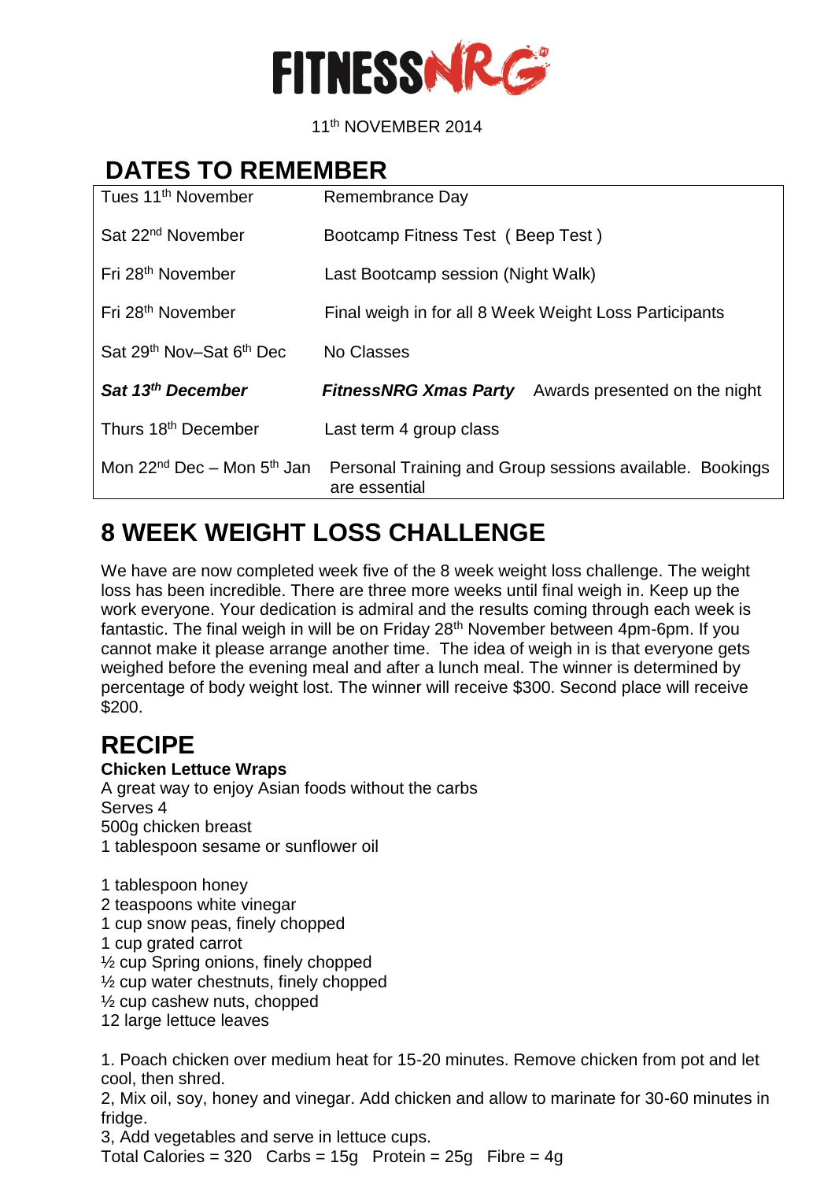# FITNESSNRG

11th NOVEMBER 2014

## DATES TO REMEMBER

| | |
|---|---|
| Tues 11th November | Remembrance Day |
| Sat 22nd November | Bootcamp Fitness Test ( Beep Test ) |
| Fri 28th November | Last Bootcamp session (Night Walk) |
| Fri 28th November | Final weigh in for all 8 Week Weight Loss Participants |
| Sat 29th Nov–Sat 6th Dec | No Classes |
| ***Sat 13th December*** | ***FitnessNRG Xmas Party*** Awards presented on the night |
| Thurs 18th December | Last term 4 group class |
| Mon 22nd Dec – Mon 5th Jan | Personal Training and Group sessions available. Bookings are essential |

## 8 WEEK WEIGHT LOSS CHALLENGE

We have are now completed week five of the 8 week weight loss challenge. The weight loss has been incredible. There are three more weeks until final weigh in. Keep up the work everyone. Your dedication is admiral and the results coming through each week is fantastic. The final weigh in will be on Friday 28th November between 4pm-6pm. If you cannot make it please arrange another time. The idea of weigh in is that everyone gets weighed before the evening meal and after a lunch meal. The winner is determined by percentage of body weight lost. The winner will receive $300. Second place will receive $200.

## RECIPE

**Chicken Lettuce Wraps**

A great way to enjoy Asian foods without the carbs
Serves 4
500g chicken breast
1 tablespoon sesame or sunflower oil

1 tablespoon honey
2 teaspoons white vinegar
1 cup snow peas, finely chopped
1 cup grated carrot
½ cup Spring onions, finely chopped
½ cup water chestnuts, finely chopped
½ cup cashew nuts, chopped
12 large lettuce leaves

1. Poach chicken over medium heat for 15-20 minutes. Remove chicken from pot and let cool, then shred.
2, Mix oil, soy, honey and vinegar. Add chicken and allow to marinate for 30-60 minutes in fridge.
3, Add vegetables and serve in lettuce cups.

Total Calories = 320 Carbs = 15g Protein = 25g Fibre = 4g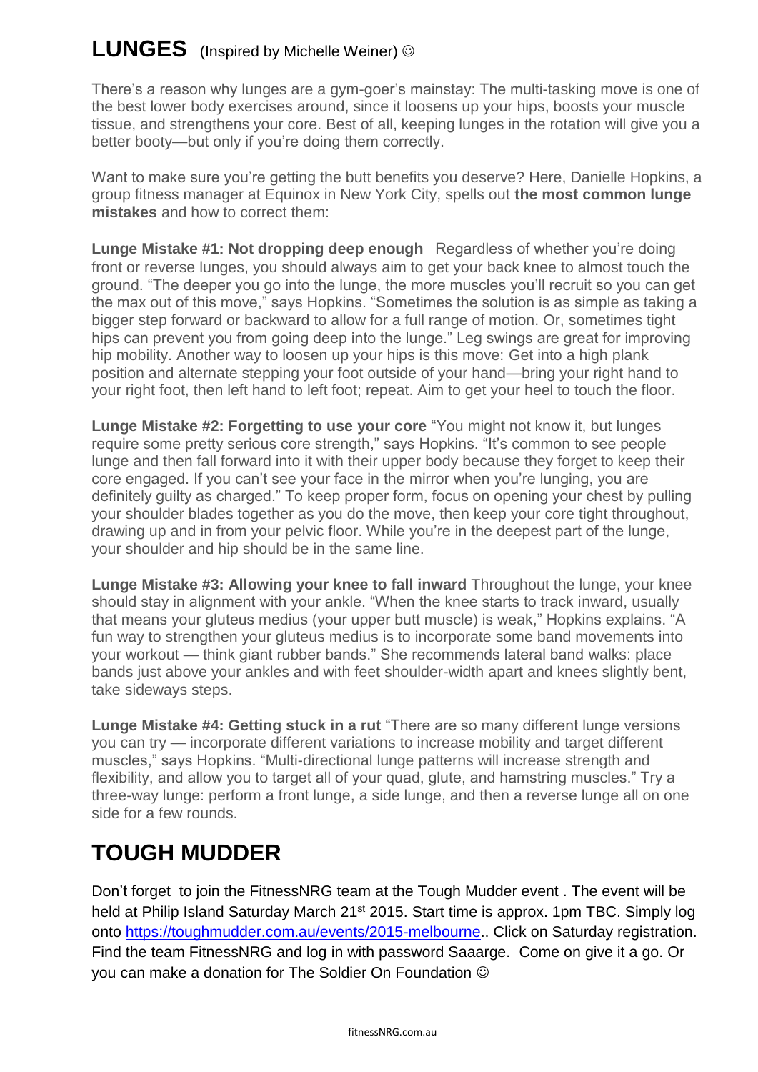# LUNGES (Inspired by Michelle Weiner) ☺

There's a reason why lunges are a gym-goer's mainstay: The multi-tasking move is one of the best lower body exercises around, since it loosens up your hips, boosts your muscle tissue, and strengthens your core. Best of all, keeping lunges in the rotation will give you a better booty—but only if you're doing them correctly.

Want to make sure you're getting the butt benefits you deserve? Here, Danielle Hopkins, a group fitness manager at Equinox in New York City, spells out **the most common lunge mistakes** and how to correct them:

**Lunge Mistake #1: Not dropping deep enough** Regardless of whether you're doing front or reverse lunges, you should always aim to get your back knee to almost touch the ground. "The deeper you go into the lunge, the more muscles you'll recruit so you can get the max out of this move," says Hopkins. "Sometimes the solution is as simple as taking a bigger step forward or backward to allow for a full range of motion. Or, sometimes tight hips can prevent you from going deep into the lunge." Leg swings are great for improving hip mobility. Another way to loosen up your hips is this move: Get into a high plank position and alternate stepping your foot outside of your hand—bring your right hand to your right foot, then left hand to left foot; repeat. Aim to get your heel to touch the floor.

**Lunge Mistake #2: Forgetting to use your core** "You might not know it, but lunges require some pretty serious core strength," says Hopkins. "It's common to see people lunge and then fall forward into it with their upper body because they forget to keep their core engaged. If you can't see your face in the mirror when you're lunging, you are definitely guilty as charged." To keep proper form, focus on opening your chest by pulling your shoulder blades together as you do the move, then keep your core tight throughout, drawing up and in from your pelvic floor. While you're in the deepest part of the lunge, your shoulder and hip should be in the same line.

**Lunge Mistake #3: Allowing your knee to fall inward** Throughout the lunge, your knee should stay in alignment with your ankle. "When the knee starts to track inward, usually that means your gluteus medius (your upper butt muscle) is weak," Hopkins explains. "A fun way to strengthen your gluteus medius is to incorporate some band movements into your workout — think giant rubber bands." She recommends lateral band walks: place bands just above your ankles and with feet shoulder-width apart and knees slightly bent, take sideways steps.

**Lunge Mistake #4: Getting stuck in a rut** "There are so many different lunge versions you can try — incorporate different variations to increase mobility and target different muscles," says Hopkins. "Multi-directional lunge patterns will increase strength and flexibility, and allow you to target all of your quad, glute, and hamstring muscles." Try a three-way lunge: perform a front lunge, a side lunge, and then a reverse lunge all on one side for a few rounds.

# TOUGH MUDDER

Don't forget to join the FitnessNRG team at the Tough Mudder event . The event will be held at Philip Island Saturday March 21st 2015. Start time is approx. 1pm TBC. Simply log onto https://toughmudder.com.au/events/2015-melbourne.. Click on Saturday registration. Find the team FitnessNRG and log in with password Saaarge. Come on give it a go. Or you can make a donation for The Soldier On Foundation ☺